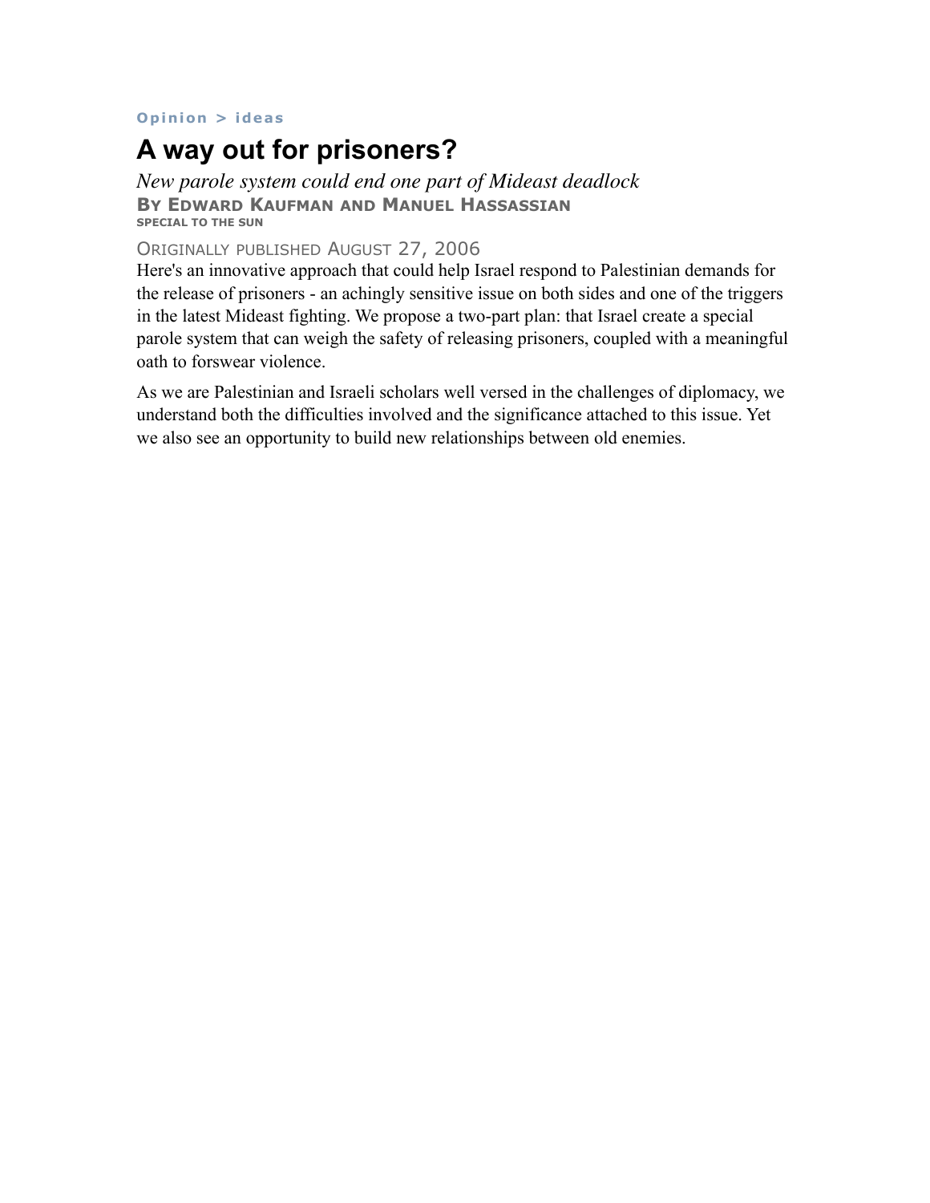Opinion > ideas

# A way out for prisoners?

*New parole system could end one part of Mideast deadlock*

**By Edward Kaufman and Manuel Hassassian**

**SPECIAL TO THE SUN**

Originally published August 27, 2006

Here's an innovative approach that could help Israel respond to Palestinian demands for the release of prisoners - an achingly sensitive issue on both sides and one of the triggers in the latest Mideast fighting. We propose a two-part plan: that Israel create a special parole system that can weigh the safety of releasing prisoners, coupled with a meaningful oath to forswear violence.

As we are Palestinian and Israeli scholars well versed in the challenges of diplomacy, we understand both the difficulties involved and the significance attached to this issue. Yet we also see an opportunity to build new relationships between old enemies.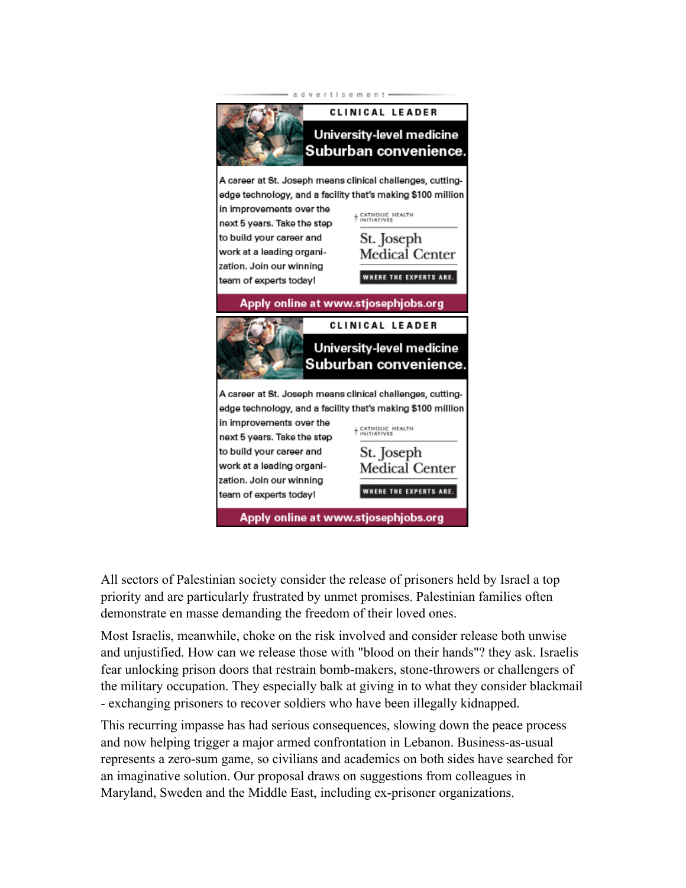All sectors of Palestinian society consider the release of prisoners held by Israel a top priority and are particularly frustrated by unmet promises. Palestinian families often demonstrate en masse demanding the freedom of their loved ones.

Most Israelis, meanwhile, choke on the risk involved and consider release both unwise and unjustified. How can we release those with "blood on their hands"? they ask. Israelis fear unlocking prison doors that restrain bomb-makers, stone-throwers or challengers of the military occupation. They especially balk at giving in to what they consider blackmail - exchanging prisoners to recover soldiers who have been illegally kidnapped.

This recurring impasse has had serious consequences, slowing down the peace process and now helping trigger a major armed confrontation in Lebanon. Business-as-usual represents a zero-sum game, so civilians and academics on both sides have searched for an imaginative solution. Our proposal draws on suggestions from colleagues in Maryland, Sweden and the Middle East, including ex-prisoner organizations.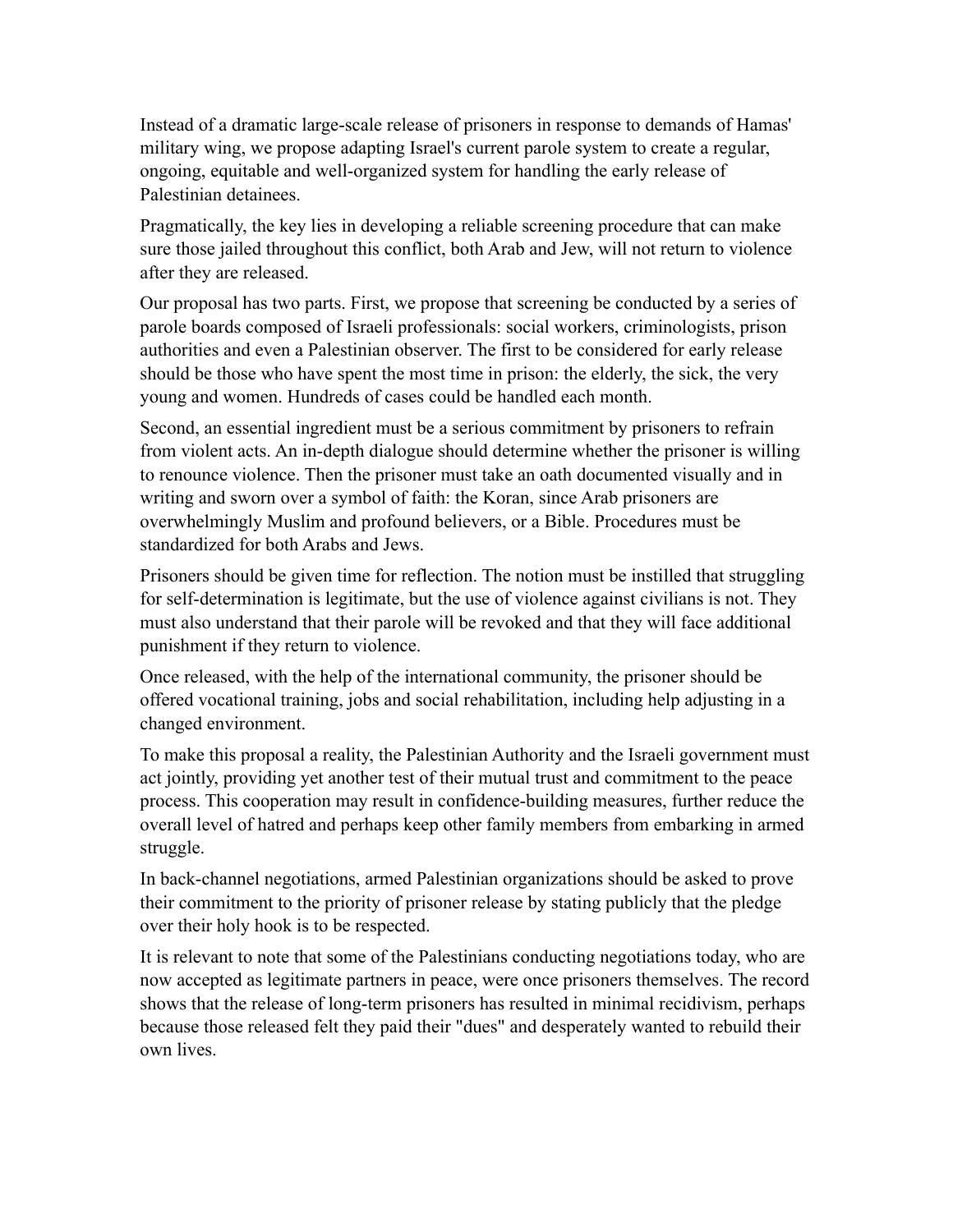Instead of a dramatic large-scale release of prisoners in response to demands of Hamas' military wing, we propose adapting Israel's current parole system to create a regular, ongoing, equitable and well-organized system for handling the early release of Palestinian detainees.

Pragmatically, the key lies in developing a reliable screening procedure that can make sure those jailed throughout this conflict, both Arab and Jew, will not return to violence after they are released.

Our proposal has two parts. First, we propose that screening be conducted by a series of parole boards composed of Israeli professionals: social workers, criminologists, prison authorities and even a Palestinian observer. The first to be considered for early release should be those who have spent the most time in prison: the elderly, the sick, the very young and women. Hundreds of cases could be handled each month.

Second, an essential ingredient must be a serious commitment by prisoners to refrain from violent acts. An in-depth dialogue should determine whether the prisoner is willing to renounce violence. Then the prisoner must take an oath documented visually and in writing and sworn over a symbol of faith: the Koran, since Arab prisoners are overwhelmingly Muslim and profound believers, or a Bible. Procedures must be standardized for both Arabs and Jews.

Prisoners should be given time for reflection. The notion must be instilled that struggling for self-determination is legitimate, but the use of violence against civilians is not. They must also understand that their parole will be revoked and that they will face additional punishment if they return to violence.

Once released, with the help of the international community, the prisoner should be offered vocational training, jobs and social rehabilitation, including help adjusting in a changed environment.

To make this proposal a reality, the Palestinian Authority and the Israeli government must act jointly, providing yet another test of their mutual trust and commitment to the peace process. This cooperation may result in confidence-building measures, further reduce the overall level of hatred and perhaps keep other family members from embarking in armed struggle.

In back-channel negotiations, armed Palestinian organizations should be asked to prove their commitment to the priority of prisoner release by stating publicly that the pledge over their holy hook is to be respected.

It is relevant to note that some of the Palestinians conducting negotiations today, who are now accepted as legitimate partners in peace, were once prisoners themselves. The record shows that the release of long-term prisoners has resulted in minimal recidivism, perhaps because those released felt they paid their "dues" and desperately wanted to rebuild their own lives.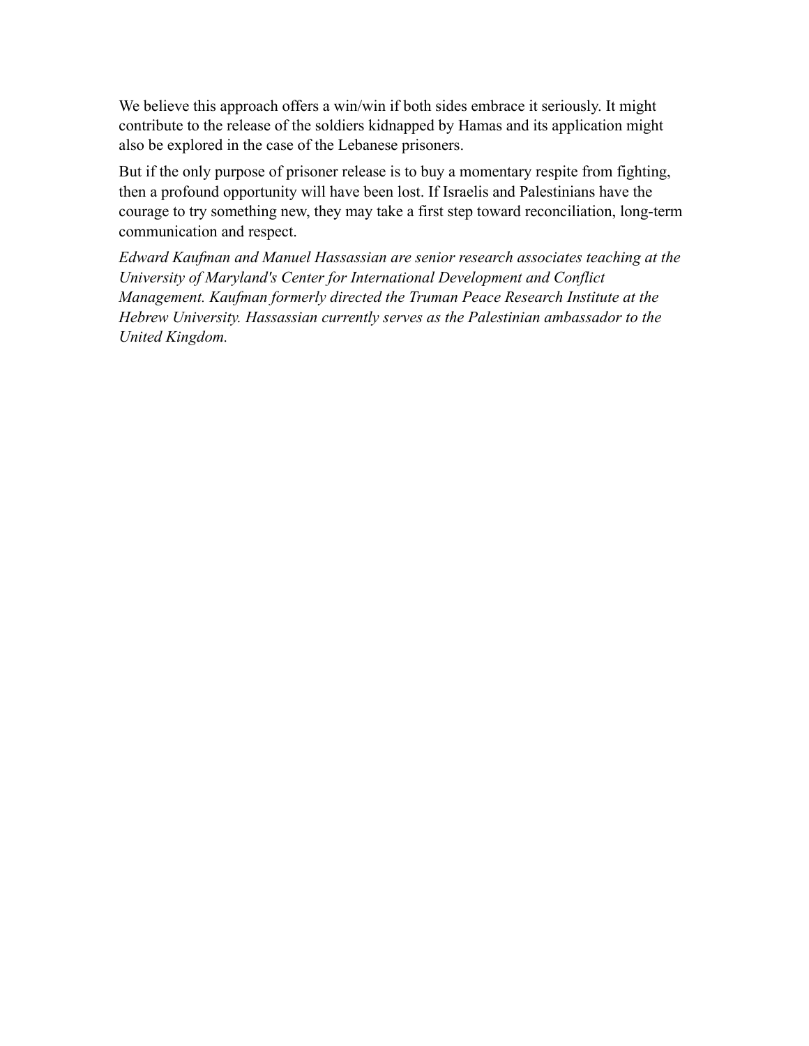We believe this approach offers a win/win if both sides embrace it seriously. It might contribute to the release of the soldiers kidnapped by Hamas and its application might also be explored in the case of the Lebanese prisoners.

But if the only purpose of prisoner release is to buy a momentary respite from fighting, then a profound opportunity will have been lost. If Israelis and Palestinians have the courage to try something new, they may take a first step toward reconciliation, long-term communication and respect.

*Edward Kaufman and Manuel Hassassian are senior research associates teaching at the University of Maryland's Center for International Development and Conflict Management. Kaufman formerly directed the Truman Peace Research Institute at the Hebrew University. Hassassian currently serves as the Palestinian ambassador to the United Kingdom.*